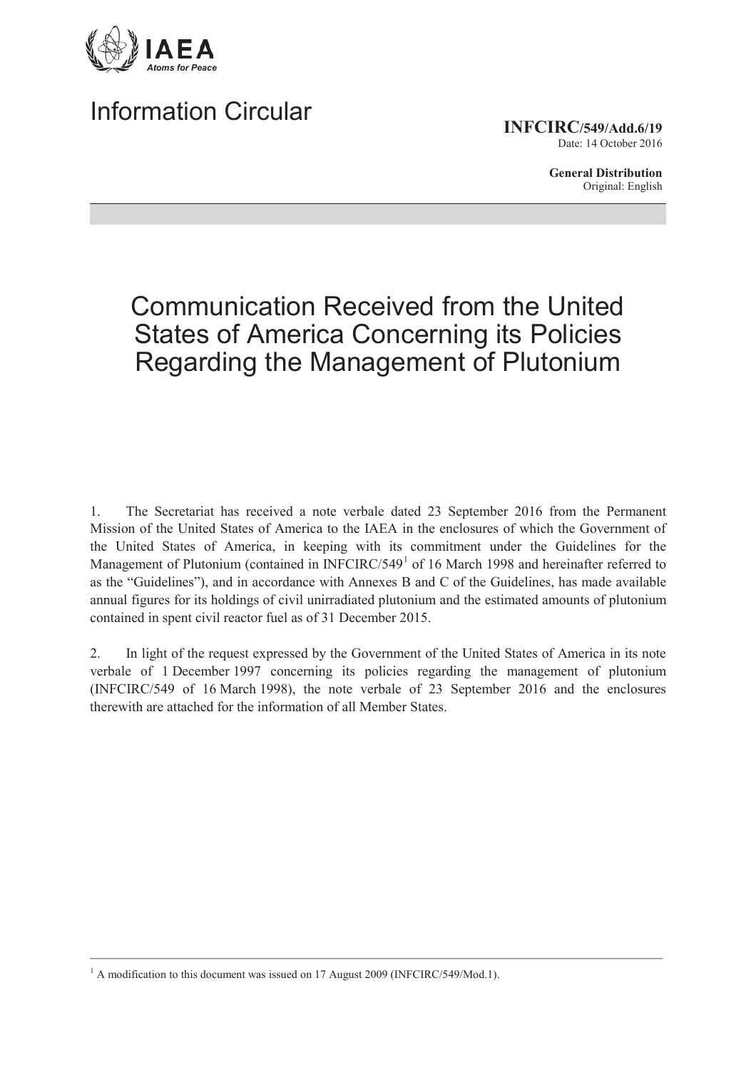IAEA
*Atoms for Peace*

# Information Circular

**INFCIRC/549/Add.6/19**
Date: 14 October 2016

**General Distribution**
Original: English

## Communication Received from the United States of America Concerning its Policies Regarding the Management of Plutonium

1. The Secretariat has received a note verbale dated 23 September 2016 from the Permanent Mission of the United States of America to the IAEA in the enclosures of which the Government of the United States of America, in keeping with its commitment under the Guidelines for the Management of Plutonium (contained in INFCIRC/549[1] of 16 March 1998 and hereinafter referred to as the "Guidelines"), and in accordance with Annexes B and C of the Guidelines, has made available annual figures for its holdings of civil unirradiated plutonium and the estimated amounts of plutonium contained in spent civil reactor fuel as of 31 December 2015.

2. In light of the request expressed by the Government of the United States of America in its note verbale of 1 December 1997 concerning its policies regarding the management of plutonium (INFCIRC/549 of 16 March 1998), the note verbale of 23 September 2016 and the enclosures therewith are attached for the information of all Member States.

---

[1] A modification to this document was issued on 17 August 2009 (INFCIRC/549/Mod.1).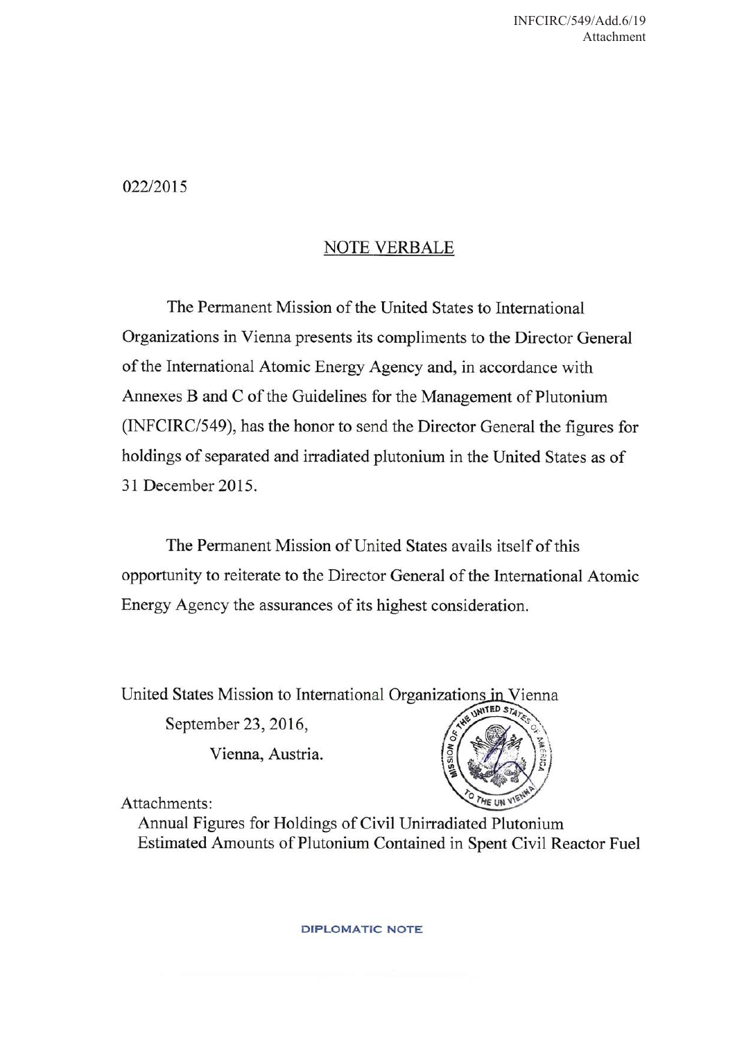022/2015

## NOTE VERBALE

The Permanent Mission of the United States to International Organizations in Vienna presents its compliments to the Director General of the International Atomic Energy Agency and, in accordance with Annexes B and C of the Guidelines for the Management of Plutonium (INFCIRC/549), has the honor to send the Director General the figures for holdings of separated and irradiated plutonium in the United States as of 31 December 2015.

The Permanent Mission of United States avails itself of this opportunity to reiterate to the Director General of the International Atomic Energy Agency the assurances of its highest consideration.

United States Mission to International Organizations in Vienna
September 23, 2016,
Vienna, Austria.

Attachments:
Annual Figures for Holdings of Civil Unirradiated Plutonium
Estimated Amounts of Plutonium Contained in Spent Civil Reactor Fuel

DIPLOMATIC NOTE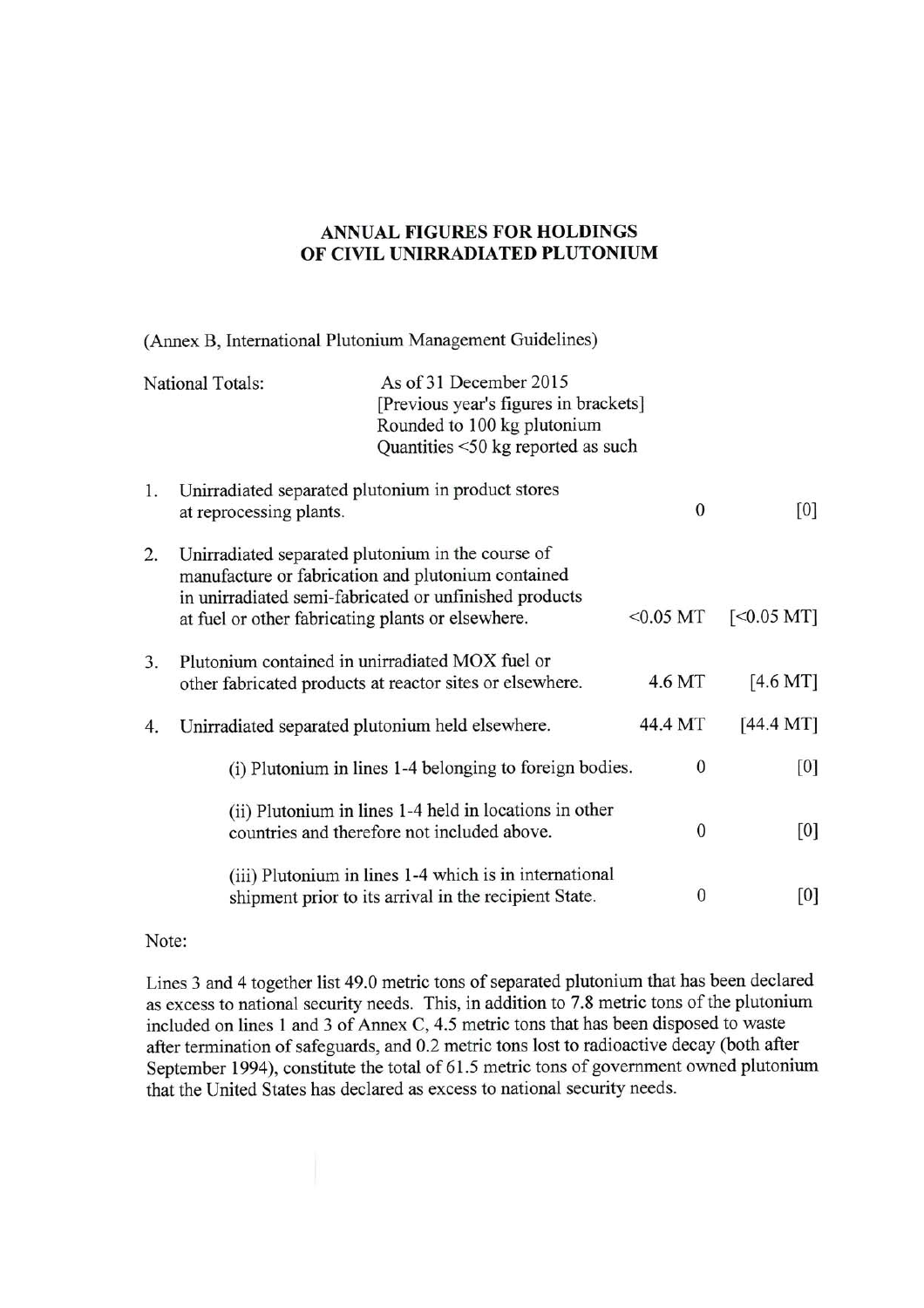# ANNUAL FIGURES FOR HOLDINGS OF CIVIL UNIRRADIATED PLUTONIUM

(Annex B, International Plutonium Management Guidelines)

National Totals: As of 31 December 2015
[Previous year's figures in brackets]
Rounded to 100 kg plutonium
Quantities <50 kg reported as such

| | | | |
|---|---|---|---|
| 1. | Unirradiated separated plutonium in product stores at reprocessing plants. | 0 | [0] |
| 2. | Unirradiated separated plutonium in the course of manufacture or fabrication and plutonium contained in unirradiated semi-fabricated or unfinished products at fuel or other fabricating plants or elsewhere. | <0.05 MT | [<0.05 MT] |
| 3. | Plutonium contained in unirradiated MOX fuel or other fabricated products at reactor sites or elsewhere. | 4.6 MT | [4.6 MT] |
| 4. | Unirradiated separated plutonium held elsewhere. | 44.4 MT | [44.4 MT] |
| | (i) Plutonium in lines 1-4 belonging to foreign bodies. | 0 | [0] |
| | (ii) Plutonium in lines 1-4 held in locations in other countries and therefore not included above. | 0 | [0] |
| | (iii) Plutonium in lines 1-4 which is in international shipment prior to its arrival in the recipient State. | 0 | [0] |

Note:

Lines 3 and 4 together list 49.0 metric tons of separated plutonium that has been declared as excess to national security needs. This, in addition to 7.8 metric tons of the plutonium included on lines 1 and 3 of Annex C, 4.5 metric tons that has been disposed to waste after termination of safeguards, and 0.2 metric tons lost to radioactive decay (both after September 1994), constitute the total of 61.5 metric tons of government owned plutonium that the United States has declared as excess to national security needs.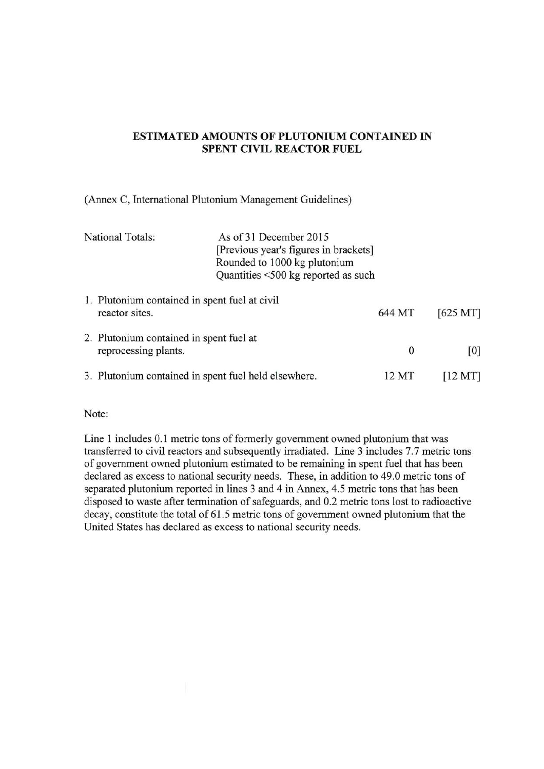# ESTIMATED AMOUNTS OF PLUTONIUM CONTAINED IN SPENT CIVIL REACTOR FUEL

(Annex C, International Plutonium Management Guidelines)

National Totals: As of 31 December 2015
[Previous year's figures in brackets]
Rounded to 1000 kg plutonium
Quantities <500 kg reported as such

| | | |
|---|---|---|
| 1. Plutonium contained in spent fuel at civil reactor sites. | 644 MT | [625 MT] |
| 2. Plutonium contained in spent fuel at reprocessing plants. | 0 | [0] |
| 3. Plutonium contained in spent fuel held elsewhere. | 12 MT | [12 MT] |

Note:

Line 1 includes 0.1 metric tons of formerly government owned plutonium that was transferred to civil reactors and subsequently irradiated. Line 3 includes 7.7 metric tons of government owned plutonium estimated to be remaining in spent fuel that has been declared as excess to national security needs. These, in addition to 49.0 metric tons of separated plutonium reported in lines 3 and 4 in Annex, 4.5 metric tons that has been disposed to waste after termination of safeguards, and 0.2 metric tons lost to radioactive decay, constitute the total of 61.5 metric tons of government owned plutonium that the United States has declared as excess to national security needs.